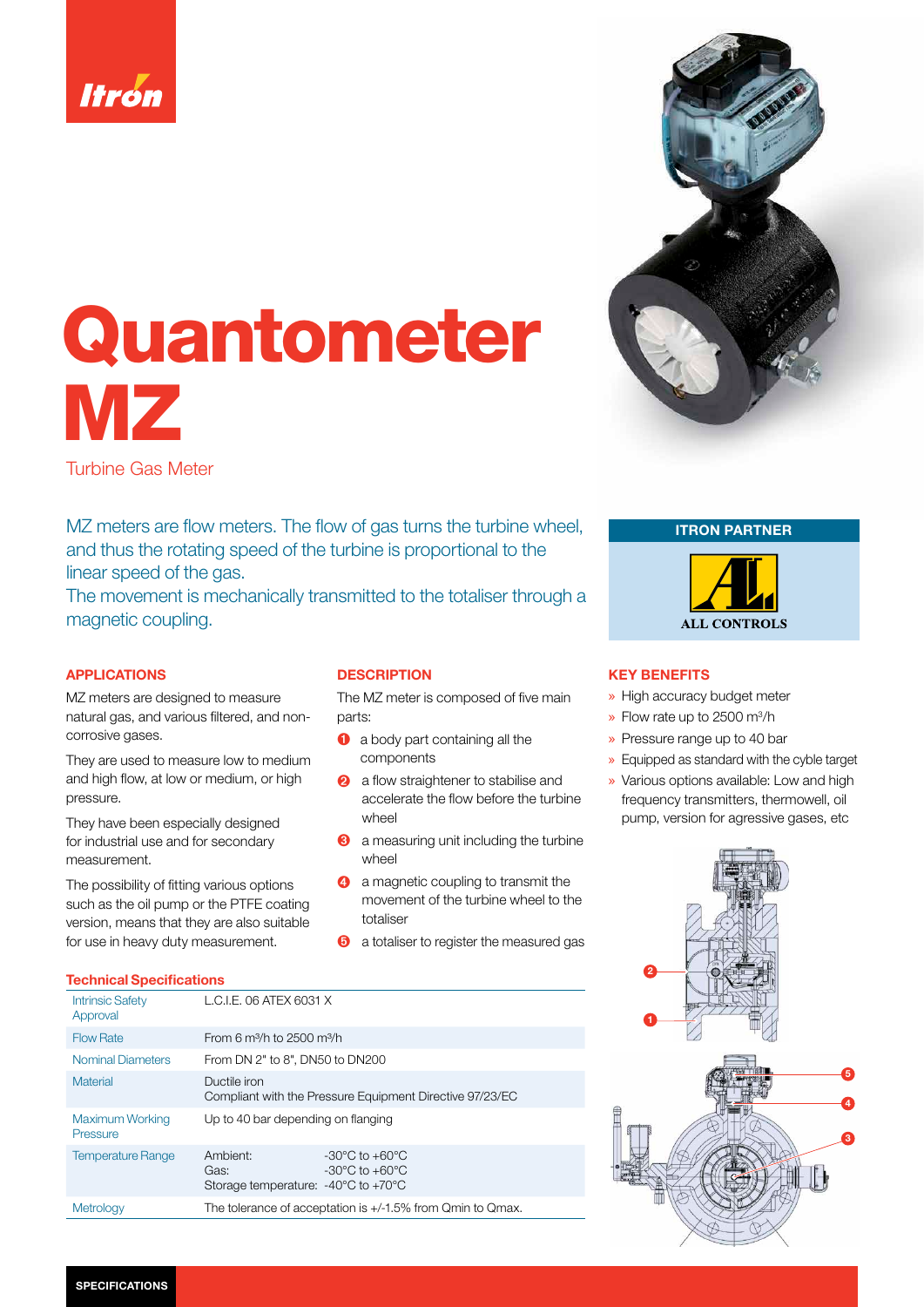Itron

# Quantometer MZ

Turbine Gas Meter

MZ meters are flow meters. The flow of gas turns the turbine wheel, and thus the rotating speed of the turbine is proportional to the linear speed of the gas.
The movement is mechanically transmitted to the totaliser through a magnetic coupling.

**ITRON PARTNER**

ALL CONTROLS

## APPLICATIONS

MZ meters are designed to measure natural gas, and various filtered, and non-corrosive gases.

They are used to measure low to medium and high flow, at low or medium, or high pressure.

They have been especially designed for industrial use and for secondary measurement.

The possibility of fitting various options such as the oil pump or the PTFE coating version, means that they are also suitable for use in heavy duty measurement.

## DESCRIPTION

The MZ meter is composed of five main parts:

1. a body part containing all the components
2. a flow straightener to stabilise and accelerate the flow before the turbine wheel
3. a measuring unit including the turbine wheel
4. a magnetic coupling to transmit the movement of the turbine wheel to the totaliser
5. a totaliser to register the measured gas

## KEY BENEFITS

- High accuracy budget meter
- Flow rate up to 2500 m³/h
- Pressure range up to 40 bar
- Equipped as standard with the cyble target
- Various options available: Low and high frequency transmitters, thermowell, oil pump, version for agressive gases, etc

## Technical Specifications

| | |
|---|---|
| Intrinsic Safety Approval | L.C.I.E. 06 ATEX 6031 X |
| Flow Rate | From 6 m³/h to 2500 m³/h |
| Nominal Diameters | From DN 2" to 8", DN50 to DN200 |
| Material | Ductile iron<br>Compliant with the Pressure Equipment Directive 97/23/EC |
| Maximum Working Pressure | Up to 40 bar depending on flanging |
| Temperature Range | Ambient: -30°C to +60°C<br>Gas: -30°C to +60°C<br>Storage temperature: -40°C to +70°C |
| Metrology | The tolerance of acceptation is +/-1.5% from Qmin to Qmax. |

SPECIFICATIONS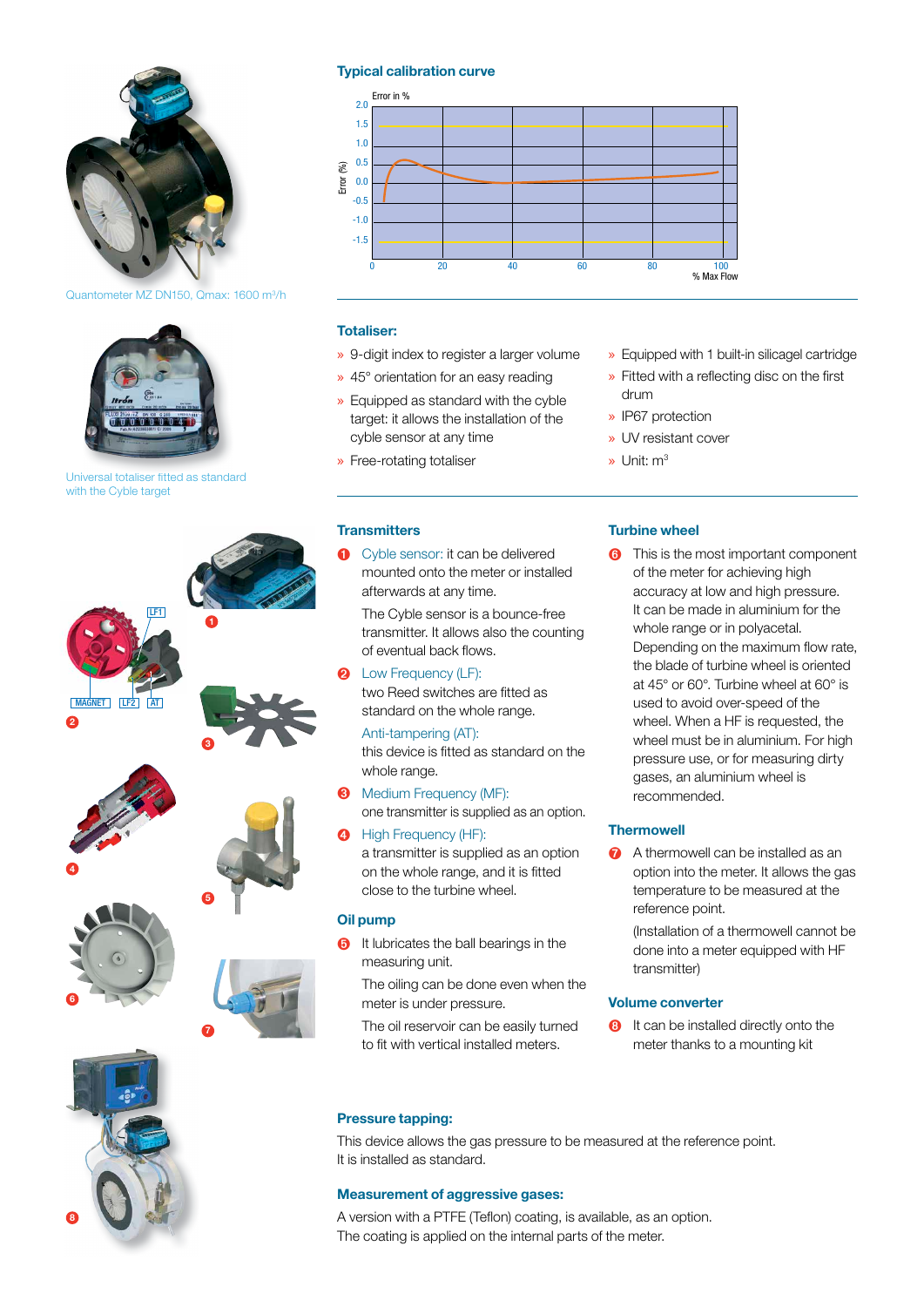Quantometer MZ DN150, Qmax: 1600 m³/h

Universal totaliser fitted as standard with the Cyble target

## Typical calibration curve

## Totaliser:

- » 9-digit index to register a larger volume
- » 45° orientation for an easy reading
- » Equipped as standard with the cyble target: it allows the installation of the cyble sensor at any time
- » Free-rotating totaliser
- » Equipped with 1 built-in silicagel cartridge
- » Fitted with a reflecting disc on the first drum
- » IP67 protection
- » UV resistant cover
- » Unit: m³

## Transmitters

❶ Cyble sensor: it can be delivered mounted onto the meter or installed afterwards at any time.

The Cyble sensor is a bounce-free transmitter. It allows also the counting of eventual back flows.

❷ Low Frequency (LF):
two Reed switches are fitted as standard on the whole range.

Anti-tampering (AT):
this device is fitted as standard on the whole range.

❸ Medium Frequency (MF):
one transmitter is supplied as an option.

❹ High Frequency (HF):
a transmitter is supplied as an option on the whole range, and it is fitted close to the turbine wheel.

## Oil pump

❺ It lubricates the ball bearings in the measuring unit.

The oiling can be done even when the meter is under pressure.

The oil reservoir can be easily turned to fit with vertical installed meters.

## Turbine wheel

❻ This is the most important component of the meter for achieving high accuracy at low and high pressure. It can be made in aluminium for the whole range or in polyacetal. Depending on the maximum flow rate, the blade of turbine wheel is oriented at 45° or 60°. Turbine wheel at 60° is used to avoid over-speed of the wheel. When a HF is requested, the wheel must be in aluminium. For high pressure use, or for measuring dirty gases, an aluminium wheel is recommended.

## Thermowell

❼ A thermowell can be installed as an option into the meter. It allows the gas temperature to be measured at the reference point.

(Installation of a thermowell cannot be done into a meter equipped with HF transmitter)

## Volume converter

❽ It can be installed directly onto the meter thanks to a mounting kit

## Pressure tapping:

This device allows the gas pressure to be measured at the reference point.
It is installed as standard.

## Measurement of aggressive gases:

A version with a PTFE (Teflon) coating, is available, as an option.
The coating is applied on the internal parts of the meter.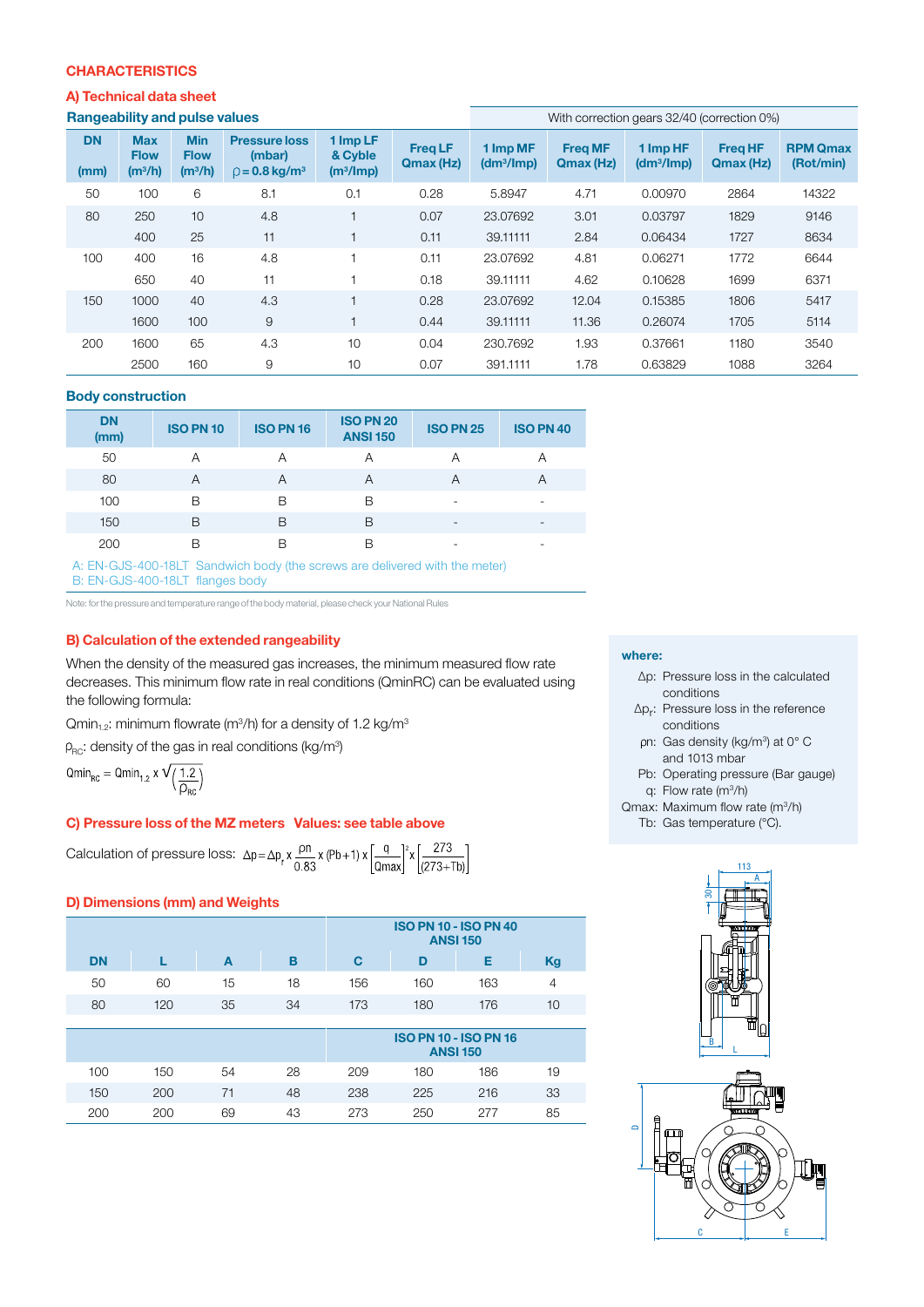# CHARACTERISTICS

## A) Technical data sheet

### Rangeability and pulse values

| DN (mm) | Max Flow ($m^3/h$) | Min Flow ($m^3/h$) | Pressure loss (mbar) $\rho = 0.8$ kg/m³ | 1 Imp LF & Cyble ($m^3$/Imp) | Freq LF Qmax (Hz) | With correction gears 32/40 (correction 0%) 1 Imp MF ($dm^3$/Imp) | Freq MF Qmax (Hz) | 1 Imp HF ($dm^3$/Imp) | Freq HF Qmax (Hz) | RPM Qmax (Rot/min) |
|---|---|---|---|---|---|---|---|---|---|---|
| 50 | 100 | 6 | 8.1 | 0.1 | 0.28 | 5.8947 | 4.71 | 0.00970 | 2864 | 14322 |
| 80 | 250 | 10 | 4.8 | 1 | 0.07 | 23.07692 | 3.01 | 0.03797 | 1829 | 9146 |
| | 400 | 25 | 11 | 1 | 0.11 | 39.11111 | 2.84 | 0.06434 | 1727 | 8634 |
| 100 | 400 | 16 | 4.8 | 1 | 0.11 | 23.07692 | 4.81 | 0.06271 | 1772 | 6644 |
| | 650 | 40 | 11 | 1 | 0.18 | 39.11111 | 4.62 | 0.10628 | 1699 | 6371 |
| 150 | 1000 | 40 | 4.3 | 1 | 0.28 | 23.07692 | 12.04 | 0.15385 | 1806 | 5417 |
| | 1600 | 100 | 9 | 1 | 0.44 | 39.11111 | 11.36 | 0.26074 | 1705 | 5114 |
| 200 | 1600 | 65 | 4.3 | 10 | 0.04 | 230.7692 | 1.93 | 0.37661 | 1180 | 3540 |
| | 2500 | 160 | 9 | 10 | 0.07 | 391.1111 | 1.78 | 0.63829 | 1088 | 3264 |

### Body construction

| DN (mm) | ISO PN 10 | ISO PN 16 | ISO PN 20 ANSI 150 | ISO PN 25 | ISO PN 40 |
|---|---|---|---|---|---|
| 50 | A | A | A | A | A |
| 80 | A | A | A | A | A |
| 100 | B | B | B | - | - |
| 150 | B | B | B | - | - |
| 200 | B | B | B | - | - |

A: EN-GJS-400-18LT Sandwich body (the screws are delivered with the meter)
B: EN-GJS-400-18LT flanges body

Note: for the pressure and temperature range of the body material, please check your National Rules

## B) Calculation of the extended rangeability

When the density of the measured gas increases, the minimum measured flow rate decreases. This minimum flow rate in real conditions (QminRC) can be evaluated using the following formula:

$Qmin_{1.2}$: minimum flowrate (m³/h) for a density of 1.2 kg/m³

$\rho_{RC}$: density of the gas in real conditions (kg/m³)

$$Qmin_{RC} = Qmin_{1.2} \times \sqrt{\left(\frac{1.2}{\rho_{RC}}\right)}$$

## C) Pressure loss of the MZ meters Values: see table above

Calculation of pressure loss: $\Delta p = \Delta p_r \times \frac{\rho n}{0.83} \times (Pb+1) \times \left[\frac{q}{Qmax}\right]^2 \times \left[\frac{273}{(273+Tb)}\right]$

**where:**

- $\Delta p$: Pressure loss in the calculated conditions
- $\Delta p_r$: Pressure loss in the reference conditions
- $\rho n$: Gas density (kg/m³) at 0° C and 1013 mbar
- Pb: Operating pressure (Bar gauge)
- q: Flow rate (m³/h)
- Qmax: Maximum flow rate (m³/h)
- Tb: Gas temperature (°C).

## D) Dimensions (mm) and Weights

| DN | L | A | B | C | D | E | Kg |
|---|---|---|---|---|---|---|---|
| | | | | ISO PN 10 - ISO PN 40 ANSI 150 | | | |
| 50 | 60 | 15 | 18 | 156 | 160 | 163 | 4 |
| 80 | 120 | 35 | 34 | 173 | 180 | 176 | 10 |
| | | | | ISO PN 10 - ISO PN 16 ANSI 150 | | | |
| 100 | 150 | 54 | 28 | 209 | 180 | 186 | 19 |
| 150 | 200 | 71 | 48 | 238 | 225 | 216 | 33 |
| 200 | 200 | 69 | 43 | 273 | 250 | 277 | 85 |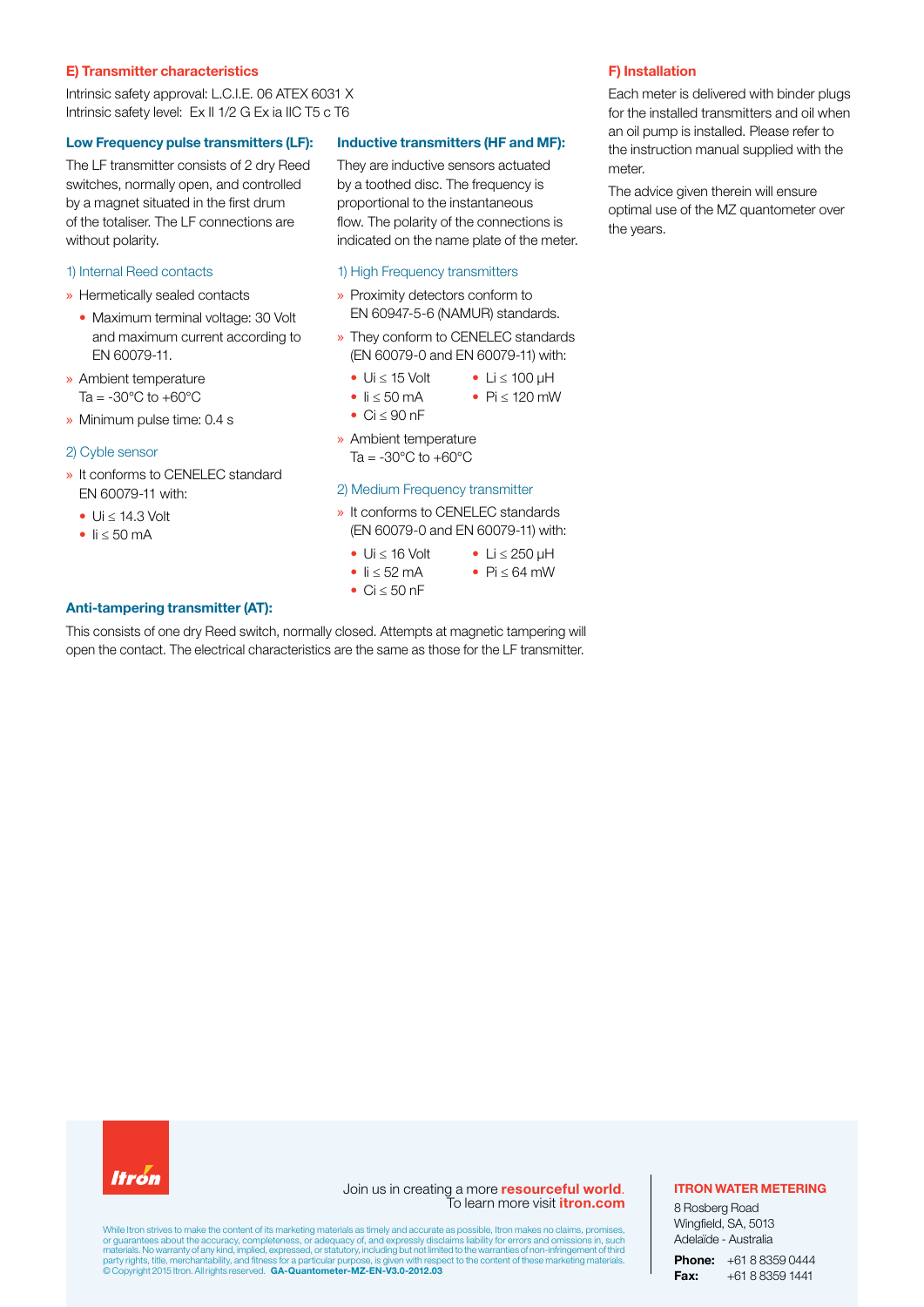## E) Transmitter characteristics

Intrinsic safety approval: L.C.I.E. 06 ATEX 6031 X
Intrinsic safety level: Ex II 1/2 G Ex ia IIC T5 c T6

### Low Frequency pulse transmitters (LF):

The LF transmitter consists of 2 dry Reed switches, normally open, and controlled by a magnet situated in the first drum of the totaliser. The LF connections are without polarity.

#### 1) Internal Reed contacts

- Hermetically sealed contacts
  - Maximum terminal voltage: 30 Volt and maximum current according to EN 60079-11.
- Ambient temperature Ta = -30°C to +60°C
- Minimum pulse time: 0.4 s

#### 2) Cyble sensor

- It conforms to CENELEC standard EN 60079-11 with:
  - $U_i \leq 14.3$ Volt
  - $I_i \leq 50$ mA

### Inductive transmitters (HF and MF):

They are inductive sensors actuated by a toothed disc. The frequency is proportional to the instantaneous flow. The polarity of the connections is indicated on the name plate of the meter.

#### 1) High Frequency transmitters

- Proximity detectors conform to EN 60947-5-6 (NAMUR) standards.
- They conform to CENELEC standards (EN 60079-0 and EN 60079-11) with:
  - $U_i \leq 15$ Volt
  - $I_i \leq 50$ mA
  - $C_i \leq 90$ nF
  - $L_i \leq 100$ µH
  - $P_i \leq 120$ mW
- Ambient temperature Ta = -30°C to +60°C

#### 2) Medium Frequency transmitter

- It conforms to CENELEC standards (EN 60079-0 and EN 60079-11) with:
  - $U_i \leq 16$ Volt
  - $I_i \leq 52$ mA
  - $C_i \leq 50$ nF
  - $L_i \leq 250$ µH
  - $P_i \leq 64$ mW

### Anti-tampering transmitter (AT):

This consists of one dry Reed switch, normally closed. Attempts at magnetic tampering will open the contact. The electrical characteristics are the same as those for the LF transmitter.

## F) Installation

Each meter is delivered with binder plugs for the installed transmitters and oil when an oil pump is installed. Please refer to the instruction manual supplied with the meter.

The advice given therein will ensure optimal use of the MZ quantometer over the years.

Itron

Join us in creating a more **resourceful world**.
To learn more visit **itron.com**

While Itron strives to make the content of its marketing materials as timely and accurate as possible, Itron makes no claims, promises, or guarantees about the accuracy, completeness, or adequacy of, and expressly disclaims liability for errors and omissions in, such materials. No warranty of any kind, implied, expressed, or statutory, including but not limited to the warranties of non-infringement of third party rights, title, merchantability, and fitness for a particular purpose, is given with respect to the content of these marketing materials. © Copyright 2015 Itron. All rights reserved. **GA-Quantometer-MZ-EN-V3.0-2012.03**

**ITRON WATER METERING**

8 Rosberg Road
Wingfield, SA, 5013
Adelaïde - Australia

**Phone:** +61 8 8359 0444
**Fax:** +61 8 8359 1441